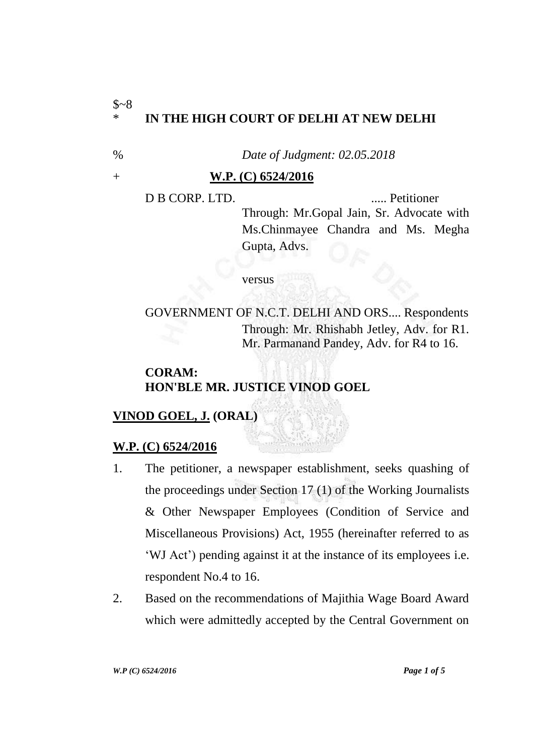$~8

\* **IN THE HIGH COURT OF DELHI AT NEW DELHI**

% *Date of Judgment: 02.05.2018*

\+ **W.P. (C) 6524/2016**

D B CORP. LTD. ..... Petitioner

Through: Mr.Gopal Jain, Sr. Advocate with Ms.Chinmayee Chandra and Ms. Megha Gupta, Advs.

versus

GOVERNMENT OF N.C.T. DELHI AND ORS.... Respondents

Through: Mr. Rhishabh Jetley, Adv. for R1.
Mr. Parmanand Pandey, Adv. for R4 to 16.

**CORAM:**
**HON'BLE MR. JUSTICE VINOD GOEL**

**VINOD GOEL, J. (ORAL)**

**W.P. (C) 6524/2016**

1. The petitioner, a newspaper establishment, seeks quashing of the proceedings under Section 17 (1) of the Working Journalists & Other Newspaper Employees (Condition of Service and Miscellaneous Provisions) Act, 1955 (hereinafter referred to as 'WJ Act') pending against it at the instance of its employees i.e. respondent No.4 to 16.

2. Based on the recommendations of Majithia Wage Board Award which were admittedly accepted by the Central Government on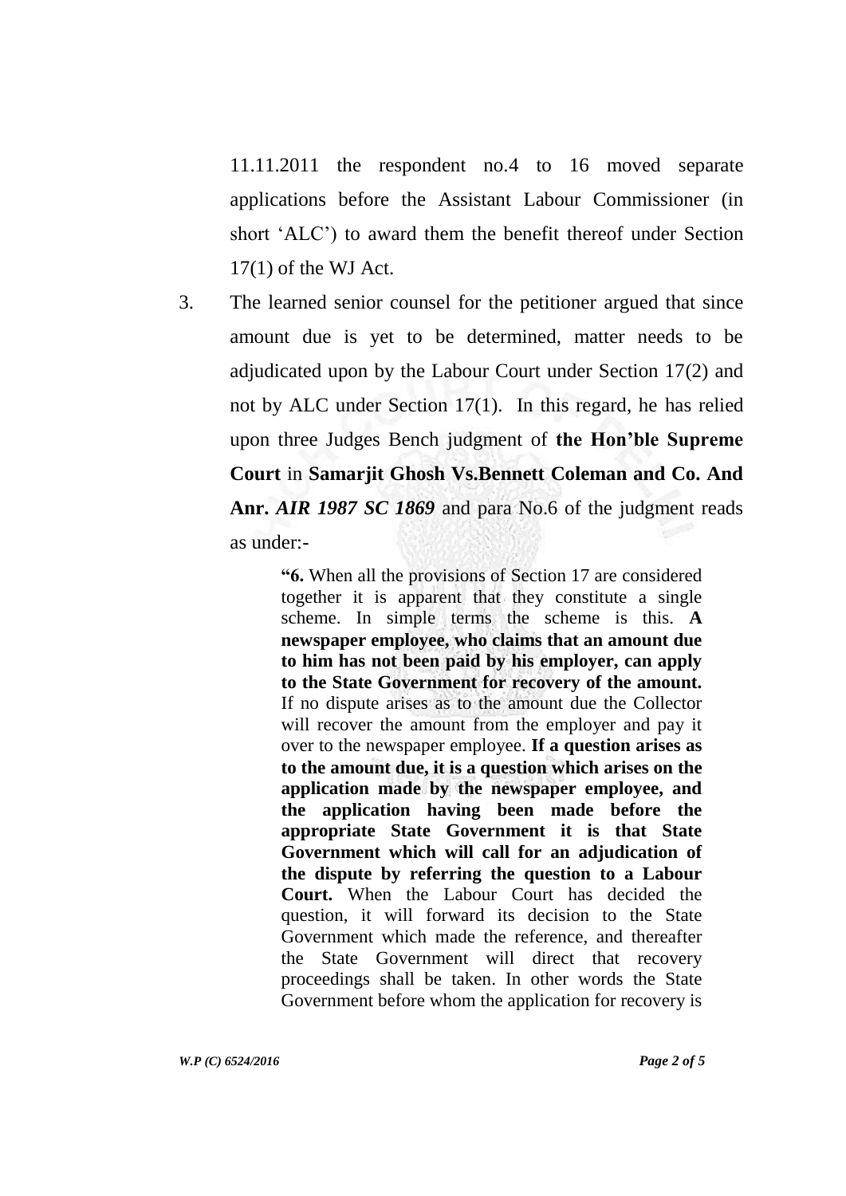11.11.2011 the respondent no.4 to 16 moved separate applications before the Assistant Labour Commissioner (in short 'ALC') to award them the benefit thereof under Section 17(1) of the WJ Act.

3. The learned senior counsel for the petitioner argued that since amount due is yet to be determined, matter needs to be adjudicated upon by the Labour Court under Section 17(2) and not by ALC under Section 17(1). In this regard, he has relied upon three Judges Bench judgment of **the Hon'ble Supreme Court** in **Samarjit Ghosh Vs.Bennett Coleman and Co. And Anr.** ***AIR 1987 SC 1869*** and para No.6 of the judgment reads as under:-

> **"6.** When all the provisions of Section 17 are considered together it is apparent that they constitute a single scheme. In simple terms the scheme is this. **A newspaper employee, who claims that an amount due to him has not been paid by his employer, can apply to the State Government for recovery of the amount.** If no dispute arises as to the amount due the Collector will recover the amount from the employer and pay it over to the newspaper employee. **If a question arises as to the amount due, it is a question which arises on the application made by the newspaper employee, and the application having been made before the appropriate State Government it is that State Government which will call for an adjudication of the dispute by referring the question to a Labour Court.** When the Labour Court has decided the question, it will forward its decision to the State Government which made the reference, and thereafter the State Government will direct that recovery proceedings shall be taken. In other words the State Government before whom the application for recovery is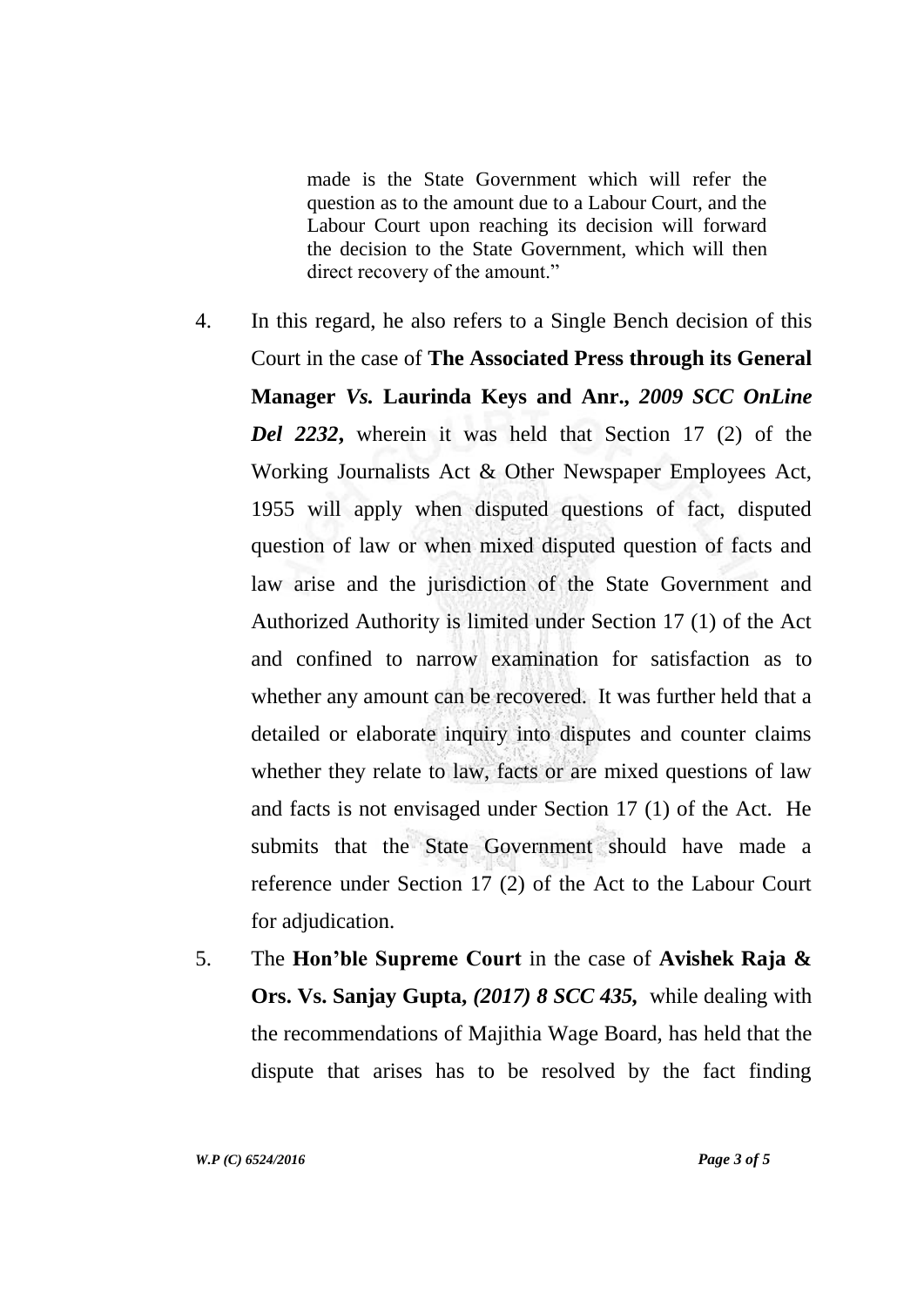> made is the State Government which will refer the question as to the amount due to a Labour Court, and the Labour Court upon reaching its decision will forward the decision to the State Government, which will then direct recovery of the amount."

4. In this regard, he also refers to a Single Bench decision of this Court in the case of **The Associated Press through its General Manager *Vs.* Laurinda Keys and Anr.,** ***2009 SCC OnLine Del 2232*,** wherein it was held that Section 17 (2) of the Working Journalists Act & Other Newspaper Employees Act, 1955 will apply when disputed questions of fact, disputed question of law or when mixed disputed question of facts and law arise and the jurisdiction of the State Government and Authorized Authority is limited under Section 17 (1) of the Act and confined to narrow examination for satisfaction as to whether any amount can be recovered. It was further held that a detailed or elaborate inquiry into disputes and counter claims whether they relate to law, facts or are mixed questions of law and facts is not envisaged under Section 17 (1) of the Act. He submits that the State Government should have made a reference under Section 17 (2) of the Act to the Labour Court for adjudication.

5. The **Hon'ble Supreme Court** in the case of **Avishek Raja & Ors. Vs. Sanjay Gupta,** ***(2017) 8 SCC 435*,** while dealing with the recommendations of Majithia Wage Board, has held that the dispute that arises has to be resolved by the fact finding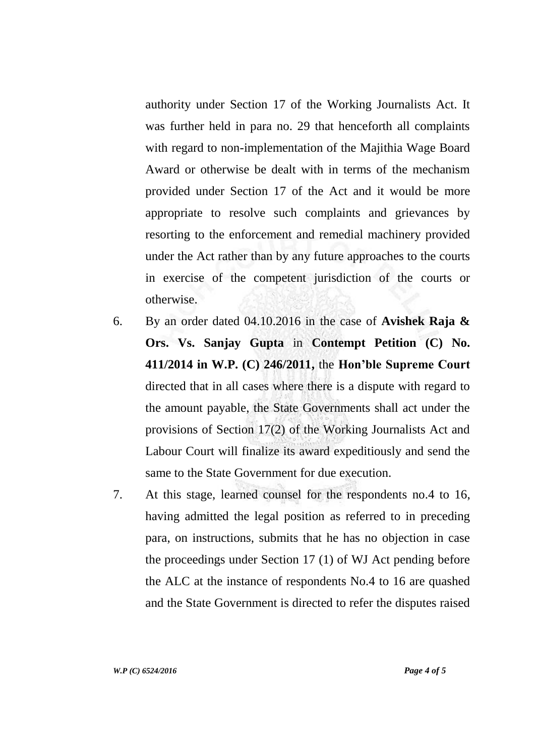authority under Section 17 of the Working Journalists Act. It was further held in para no. 29 that henceforth all complaints with regard to non-implementation of the Majithia Wage Board Award or otherwise be dealt with in terms of the mechanism provided under Section 17 of the Act and it would be more appropriate to resolve such complaints and grievances by resorting to the enforcement and remedial machinery provided under the Act rather than by any future approaches to the courts in exercise of the competent jurisdiction of the courts or otherwise.

6. By an order dated 04.10.2016 in the case of **Avishek Raja & Ors. Vs. Sanjay Gupta** in **Contempt Petition (C) No. 411/2014 in W.P. (C) 246/2011,** the **Hon'ble Supreme Court** directed that in all cases where there is a dispute with regard to the amount payable, the State Governments shall act under the provisions of Section 17(2) of the Working Journalists Act and Labour Court will finalize its award expeditiously and send the same to the State Government for due execution.

7. At this stage, learned counsel for the respondents no.4 to 16, having admitted the legal position as referred to in preceding para, on instructions, submits that he has no objection in case the proceedings under Section 17 (1) of WJ Act pending before the ALC at the instance of respondents No.4 to 16 are quashed and the State Government is directed to refer the disputes raised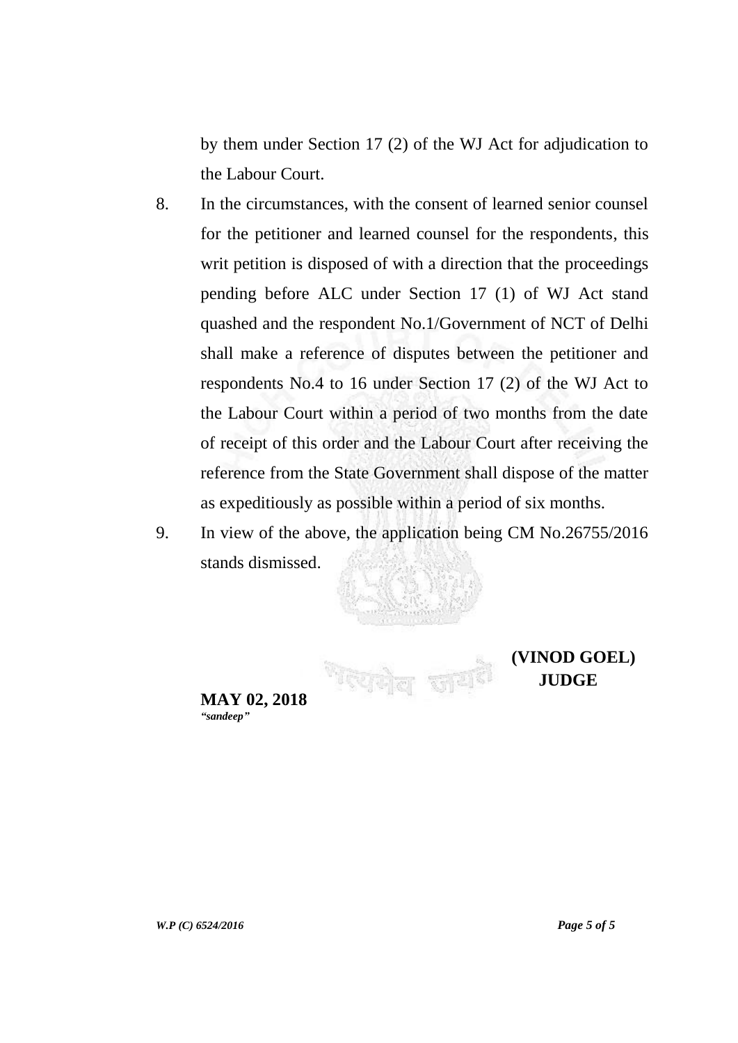by them under Section 17 (2) of the WJ Act for adjudication to the Labour Court.

8. In the circumstances, with the consent of learned senior counsel for the petitioner and learned counsel for the respondents, this writ petition is disposed of with a direction that the proceedings pending before ALC under Section 17 (1) of WJ Act stand quashed and the respondent No.1/Government of NCT of Delhi shall make a reference of disputes between the petitioner and respondents No.4 to 16 under Section 17 (2) of the WJ Act to the Labour Court within a period of two months from the date of receipt of this order and the Labour Court after receiving the reference from the State Government shall dispose of the matter as expeditiously as possible within a period of six months.

9. In view of the above, the application being CM No.26755/2016 stands dismissed.

**(VINOD GOEL)**
**JUDGE**

**MAY 02, 2018**
***"sandeep"***